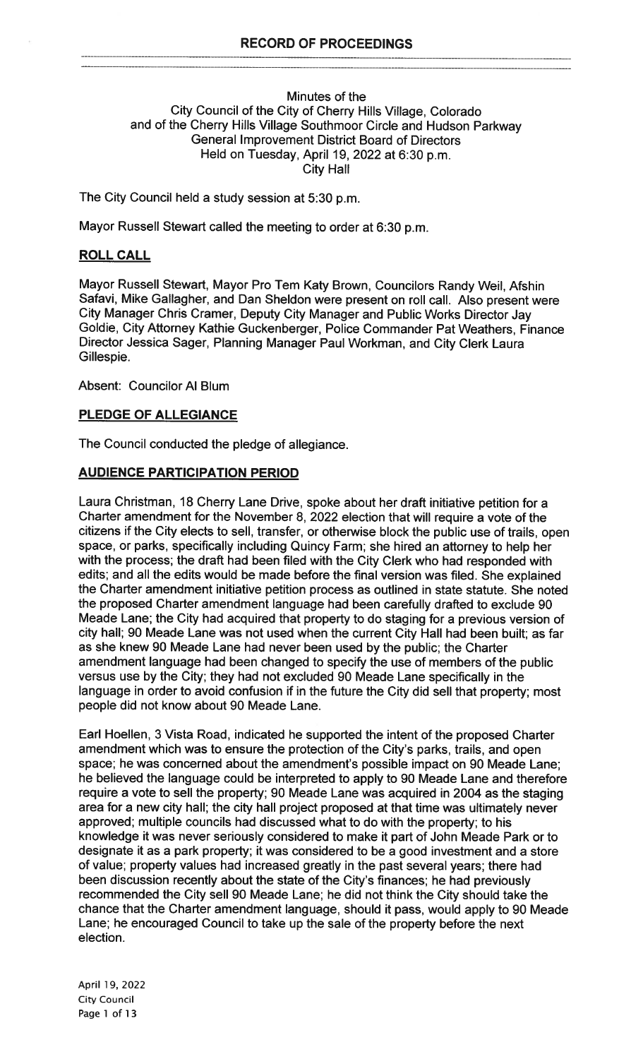# RECORD OF PROCEEDINGS

Minutes of the
City Council of the City of Cherry Hills Village, Colorado
and of the Cherry Hills Village Southmoor Circle and Hudson Parkway
General Improvement District Board of Directors
Held on Tuesday, April 19, 2022 at 6:30 p.m.
City Hall

The City Council held a study session at 5:30 p.m.

Mayor Russell Stewart called the meeting to order at 6:30 p.m.

## ROLL CALL

Mayor Russell Stewart, Mayor Pro Tem Katy Brown, Councilors Randy Weil, Afshin Safavi, Mike Gallagher, and Dan Sheldon were present on roll call. Also present were City Manager Chris Cramer, Deputy City Manager and Public Works Director Jay Goldie, City Attorney Kathie Guckenberger, Police Commander Pat Weathers, Finance Director Jessica Sager, Planning Manager Paul Workman, and City Clerk Laura Gillespie.

Absent: Councilor Al Blum

## PLEDGE OF ALLEGIANCE

The Council conducted the pledge of allegiance.

## AUDIENCE PARTICIPATION PERIOD

Laura Christman, 18 Cherry Lane Drive, spoke about her draft initiative petition for a Charter amendment for the November 8, 2022 election that will require a vote of the citizens if the City elects to sell, transfer, or otherwise block the public use of trails, open space, or parks, specifically including Quincy Farm; she hired an attorney to help her with the process; the draft had been filed with the City Clerk who had responded with edits; and all the edits would be made before the final version was filed. She explained the Charter amendment initiative petition process as outlined in state statute. She noted the proposed Charter amendment language had been carefully drafted to exclude 90 Meade Lane; the City had acquired that property to do staging for a previous version of city hall; 90 Meade Lane was not used when the current City Hall had been built; as far as she knew 90 Meade Lane had never been used by the public; the Charter amendment language had been changed to specify the use of members of the public versus use by the City; they had not excluded 90 Meade Lane specifically in the language in order to avoid confusion if in the future the City did sell that property; most people did not know about 90 Meade Lane.

Earl Hoellen, 3 Vista Road, indicated he supported the intent of the proposed Charter amendment which was to ensure the protection of the City's parks, trails, and open space; he was concerned about the amendment's possible impact on 90 Meade Lane; he believed the language could be interpreted to apply to 90 Meade Lane and therefore require a vote to sell the property; 90 Meade Lane was acquired in 2004 as the staging area for a new city hall; the city hall project proposed at that time was ultimately never approved; multiple councils had discussed what to do with the property; to his knowledge it was never seriously considered to make it part of John Meade Park or to designate it as a park property; it was considered to be a good investment and a store of value; property values had increased greatly in the past several years; there had been discussion recently about the state of the City's finances; he had previously recommended the City sell 90 Meade Lane; he did not think the City should take the chance that the Charter amendment language, should it pass, would apply to 90 Meade Lane; he encouraged Council to take up the sale of the property before the next election.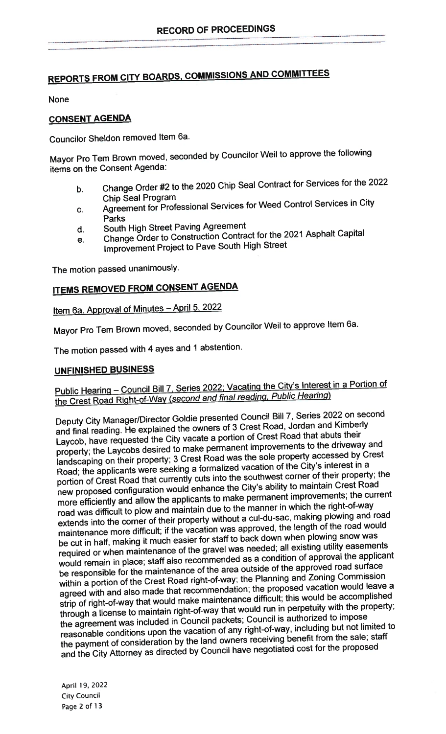## REPORTS FROM CITY BOARDS, COMMISSIONS AND COMMITTEES

None

## CONSENT AGENDA

Councilor Sheldon removed Item 6a.

Mayor Pro Tem Brown moved, seconded by Councilor Weil to approve the following items on the Consent Agenda:

- b. Change Order #2 to the 2020 Chip Seal Contract for Services for the 2022 Chip Seal Program
- c. Agreement for Professional Services for Weed Control Services in City Parks
- d. South High Street Paving Agreement
- e. Change Order to Construction Contract for the 2021 Asphalt Capital Improvement Project to Pave South High Street

The motion passed unanimously.

## ITEMS REMOVED FROM CONSENT AGENDA

Item 6a. Approval of Minutes – April 5, 2022

Mayor Pro Tem Brown moved, seconded by Councilor Weil to approve Item 6a.

The motion passed with 4 ayes and 1 abstention.

## UNFINISHED BUSINESS

Public Hearing – Council Bill 7, Series 2022; Vacating the City's Interest in a Portion of the Crest Road Right-of-Way *(second and final reading, Public Hearing)*

Deputy City Manager/Director Goldie presented Council Bill 7, Series 2022 on second and final reading. He explained the owners of 3 Crest Road, Jordan and Kimberly Laycob, have requested the City vacate a portion of Crest Road that abuts their property; the Laycobs desired to make permanent improvements to the driveway and landscaping on their property; 3 Crest Road was the sole property accessed by Crest Road; the applicants were seeking a formalized vacation of the City's interest in a portion of Crest Road that currently cuts into the southwest corner of their property; the new proposed configuration would enhance the City's ability to maintain Crest Road more efficiently and allow the applicants to make permanent improvements; the current road was difficult to plow and maintain due to the manner in which the right-of-way extends into the corner of their property without a cul-du-sac, making plowing and road maintenance more difficult; if the vacation was approved, the length of the road would be cut in half, making it much easier for staff to back down when plowing snow was required or when maintenance of the gravel was needed; all existing utility easements would remain in place; staff also recommended as a condition of approval the applicant be responsible for the maintenance of the area outside of the approved road surface within a portion of the Crest Road right-of-way; the Planning and Zoning Commission agreed with and also made that recommendation; the proposed vacation would leave a strip of right-of-way that would make maintenance difficult; this would be accomplished through a license to maintain right-of-way that would run in perpetuity with the property; the agreement was included in Council packets; Council is authorized to impose reasonable conditions upon the vacation of any right-of-way, including but not limited to the payment of consideration by the land owners receiving benefit from the sale; staff and the City Attorney as directed by Council have negotiated cost for the proposed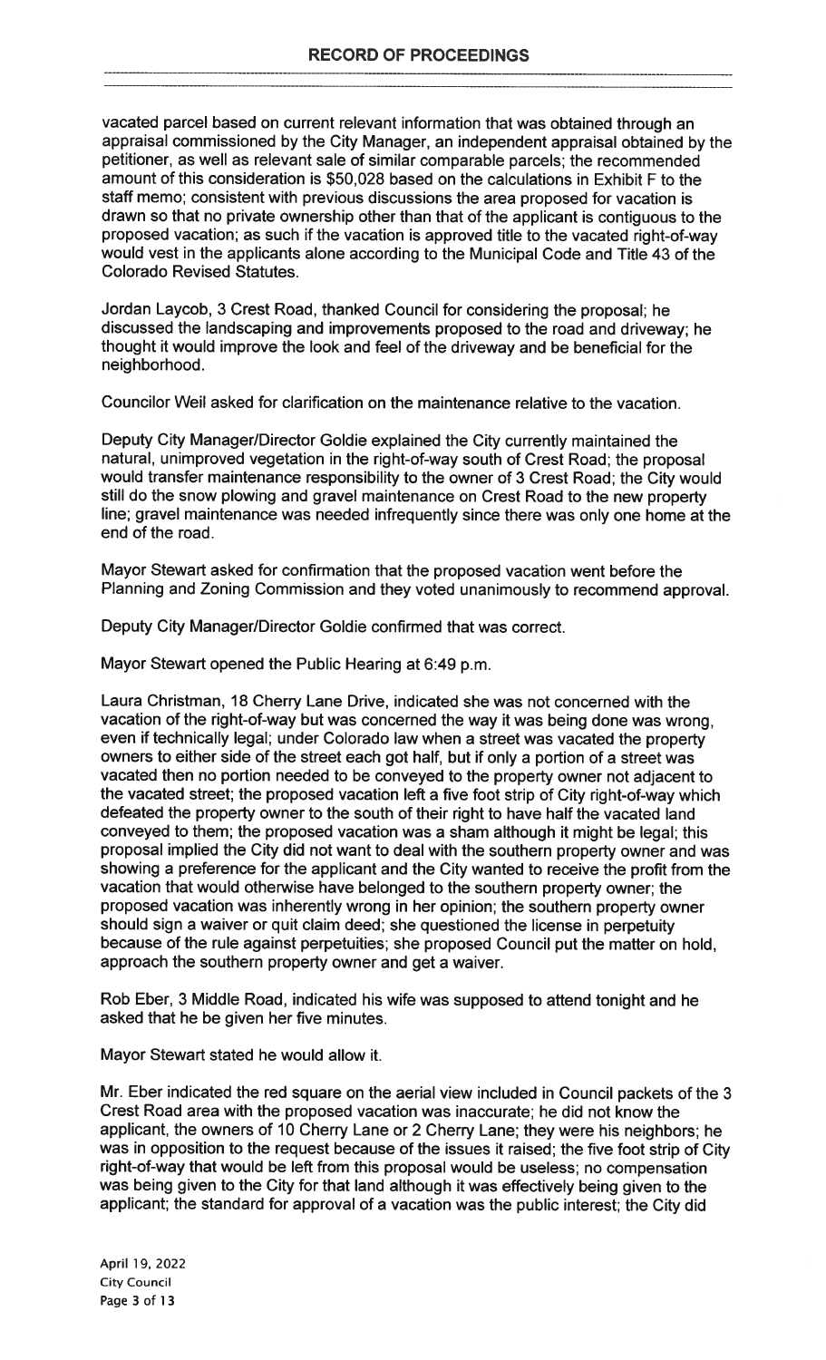vacated parcel based on current relevant information that was obtained through an appraisal commissioned by the City Manager, an independent appraisal obtained by the petitioner, as well as relevant sale of similar comparable parcels; the recommended amount of this consideration is $50,028 based on the calculations in Exhibit F to the staff memo; consistent with previous discussions the area proposed for vacation is drawn so that no private ownership other than that of the applicant is contiguous to the proposed vacation; as such if the vacation is approved title to the vacated right-of-way would vest in the applicants alone according to the Municipal Code and Title 43 of the Colorado Revised Statutes.

Jordan Laycob, 3 Crest Road, thanked Council for considering the proposal; he discussed the landscaping and improvements proposed to the road and driveway; he thought it would improve the look and feel of the driveway and be beneficial for the neighborhood.

Councilor Weil asked for clarification on the maintenance relative to the vacation.

Deputy City Manager/Director Goldie explained the City currently maintained the natural, unimproved vegetation in the right-of-way south of Crest Road; the proposal would transfer maintenance responsibility to the owner of 3 Crest Road; the City would still do the snow plowing and gravel maintenance on Crest Road to the new property line; gravel maintenance was needed infrequently since there was only one home at the end of the road.

Mayor Stewart asked for confirmation that the proposed vacation went before the Planning and Zoning Commission and they voted unanimously to recommend approval.

Deputy City Manager/Director Goldie confirmed that was correct.

Mayor Stewart opened the Public Hearing at 6:49 p.m.

Laura Christman, 18 Cherry Lane Drive, indicated she was not concerned with the vacation of the right-of-way but was concerned the way it was being done was wrong, even if technically legal; under Colorado law when a street was vacated the property owners to either side of the street each got half, but if only a portion of a street was vacated then no portion needed to be conveyed to the property owner not adjacent to the vacated street; the proposed vacation left a five foot strip of City right-of-way which defeated the property owner to the south of their right to have half the vacated land conveyed to them; the proposed vacation was a sham although it might be legal; this proposal implied the City did not want to deal with the southern property owner and was showing a preference for the applicant and the City wanted to receive the profit from the vacation that would otherwise have belonged to the southern property owner; the proposed vacation was inherently wrong in her opinion; the southern property owner should sign a waiver or quit claim deed; she questioned the license in perpetuity because of the rule against perpetuities; she proposed Council put the matter on hold, approach the southern property owner and get a waiver.

Rob Eber, 3 Middle Road, indicated his wife was supposed to attend tonight and he asked that he be given her five minutes.

Mayor Stewart stated he would allow it.

Mr. Eber indicated the red square on the aerial view included in Council packets of the 3 Crest Road area with the proposed vacation was inaccurate; he did not know the applicant, the owners of 10 Cherry Lane or 2 Cherry Lane; they were his neighbors; he was in opposition to the request because of the issues it raised; the five foot strip of City right-of-way that would be left from this proposal would be useless; no compensation was being given to the City for that land although it was effectively being given to the applicant; the standard for approval of a vacation was the public interest; the City did

April 19, 2022
City Council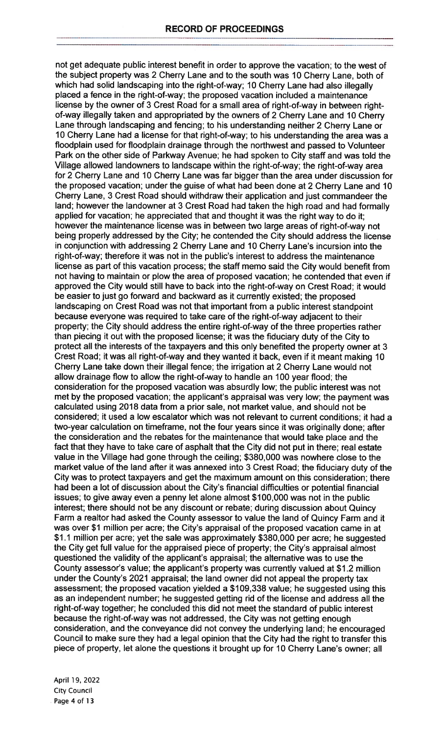## RECORD OF PROCEEDINGS

not get adequate public interest benefit in order to approve the vacation; to the west of the subject property was 2 Cherry Lane and to the south was 10 Cherry Lane, both of which had solid landscaping into the right-of-way; 10 Cherry Lane had also illegally placed a fence in the right-of-way; the proposed vacation included a maintenance license by the owner of 3 Crest Road for a small area of right-of-way in between right-of-way illegally taken and appropriated by the owners of 2 Cherry Lane and 10 Cherry Lane through landscaping and fencing; to his understanding neither 2 Cherry Lane or 10 Cherry Lane had a license for that right-of-way; to his understanding the area was a floodplain used for floodplain drainage through the northwest and passed to Volunteer Park on the other side of Parkway Avenue; he had spoken to City staff and was told the Village allowed landowners to landscape within the right-of-way; the right-of-way area for 2 Cherry Lane and 10 Cherry Lane was far bigger than the area under discussion for the proposed vacation; under the guise of what had been done at 2 Cherry Lane and 10 Cherry Lane, 3 Crest Road should withdraw their application and just commandeer the land; however the landowner at 3 Crest Road had taken the high road and had formally applied for vacation; he appreciated that and thought it was the right way to do it; however the maintenance license was in between two large areas of right-of-way not being properly addressed by the City; he contended the City should address the license in conjunction with addressing 2 Cherry Lane and 10 Cherry Lane's incursion into the right-of-way; therefore it was not in the public's interest to address the maintenance license as part of this vacation process; the staff memo said the City would benefit from not having to maintain or plow the area of proposed vacation; he contended that even if approved the City would still have to back into the right-of-way on Crest Road; it would be easier to just go forward and backward as it currently existed; the proposed landscaping on Crest Road was not that important from a public interest standpoint because everyone was required to take care of the right-of-way adjacent to their property; the City should address the entire right-of-way of the three properties rather than piecing it out with the proposed license; it was the fiduciary duty of the City to protect all the interests of the taxpayers and this only benefited the property owner at 3 Crest Road; it was all right-of-way and they wanted it back, even if it meant making 10 Cherry Lane take down their illegal fence; the irrigation at 2 Cherry Lane would not allow drainage flow to allow the right-of-way to handle an 100 year flood; the consideration for the proposed vacation was absurdly low; the public interest was not met by the proposed vacation; the applicant's appraisal was very low; the payment was calculated using 2018 data from a prior sale, not market value, and should not be considered; it used a low escalator which was not relevant to current conditions; it had a two-year calculation on timeframe, not the four years since it was originally done; after the consideration and the rebates for the maintenance that would take place and the fact that they have to take care of asphalt that the City did not put in there; real estate value in the Village had gone through the ceiling; $380,000 was nowhere close to the market value of the land after it was annexed into 3 Crest Road; the fiduciary duty of the City was to protect taxpayers and get the maximum amount on this consideration; there had been a lot of discussion about the City's financial difficulties or potential financial issues; to give away even a penny let alone almost $100,000 was not in the public interest; there should not be any discount or rebate; during discussion about Quincy Farm a realtor had asked the County assessor to value the land of Quincy Farm and it was over $1 million per acre; the City's appraisal of the proposed vacation came in at $1.1 million per acre; yet the sale was approximately $380,000 per acre; he suggested the City get full value for the appraised piece of property; the City's appraisal almost questioned the validity of the applicant's appraisal; the alternative was to use the County assessor's value; the applicant's property was currently valued at $1.2 million under the County's 2021 appraisal; the land owner did not appeal the property tax assessment; the proposed vacation yielded a $109,338 value; he suggested using this as an independent number; he suggested getting rid of the license and address all the right-of-way together; he concluded this did not meet the standard of public interest because the right-of-way was not addressed, the City was not getting enough consideration, and the conveyance did not convey the underlying land; he encouraged Council to make sure they had a legal opinion that the City had the right to transfer this piece of property, let alone the questions it brought up for 10 Cherry Lane's owner; all

April 19, 2022
City Council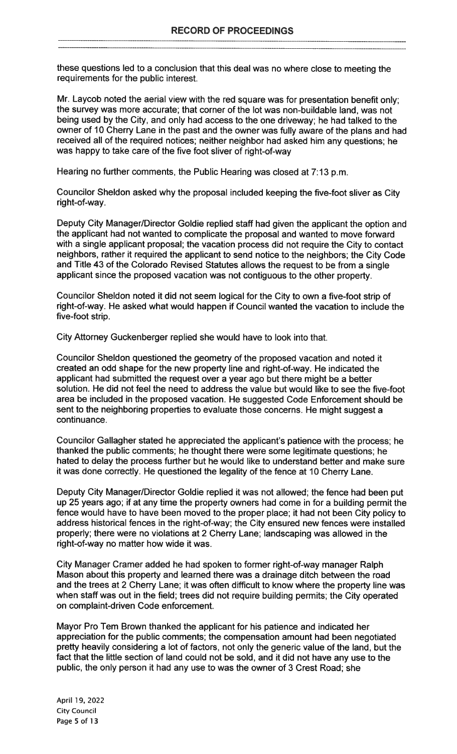these questions led to a conclusion that this deal was no where close to meeting the requirements for the public interest.

Mr. Laycob noted the aerial view with the red square was for presentation benefit only; the survey was more accurate; that corner of the lot was non-buildable land, was not being used by the City, and only had access to the one driveway; he had talked to the owner of 10 Cherry Lane in the past and the owner was fully aware of the plans and had received all of the required notices; neither neighbor had asked him any questions; he was happy to take care of the five foot sliver of right-of-way

Hearing no further comments, the Public Hearing was closed at 7:13 p.m.

Councilor Sheldon asked why the proposal included keeping the five-foot sliver as City right-of-way.

Deputy City Manager/Director Goldie replied staff had given the applicant the option and the applicant had not wanted to complicate the proposal and wanted to move forward with a single applicant proposal; the vacation process did not require the City to contact neighbors, rather it required the applicant to send notice to the neighbors; the City Code and Title 43 of the Colorado Revised Statutes allows the request to be from a single applicant since the proposed vacation was not contiguous to the other property.

Councilor Sheldon noted it did not seem logical for the City to own a five-foot strip of right-of-way. He asked what would happen if Council wanted the vacation to include the five-foot strip.

City Attorney Guckenberger replied she would have to look into that.

Councilor Sheldon questioned the geometry of the proposed vacation and noted it created an odd shape for the new property line and right-of-way. He indicated the applicant had submitted the request over a year ago but there might be a better solution. He did not feel the need to address the value but would like to see the five-foot area be included in the proposed vacation. He suggested Code Enforcement should be sent to the neighboring properties to evaluate those concerns. He might suggest a continuance.

Councilor Gallagher stated he appreciated the applicant's patience with the process; he thanked the public comments; he thought there were some legitimate questions; he hated to delay the process further but he would like to understand better and make sure it was done correctly. He questioned the legality of the fence at 10 Cherry Lane.

Deputy City Manager/Director Goldie replied it was not allowed; the fence had been put up 25 years ago; if at any time the property owners had come in for a building permit the fence would have to have been moved to the proper place; it had not been City policy to address historical fences in the right-of-way; the City ensured new fences were installed properly; there were no violations at 2 Cherry Lane; landscaping was allowed in the right-of-way no matter how wide it was.

City Manager Cramer added he had spoken to former right-of-way manager Ralph Mason about this property and learned there was a drainage ditch between the road and the trees at 2 Cherry Lane; it was often difficult to know where the property line was when staff was out in the field; trees did not require building permits; the City operated on complaint-driven Code enforcement.

Mayor Pro Tem Brown thanked the applicant for his patience and indicated her appreciation for the public comments; the compensation amount had been negotiated pretty heavily considering a lot of factors, not only the generic value of the land, but the fact that the little section of land could not be sold, and it did not have any use to the public, the only person it had any use to was the owner of 3 Crest Road; she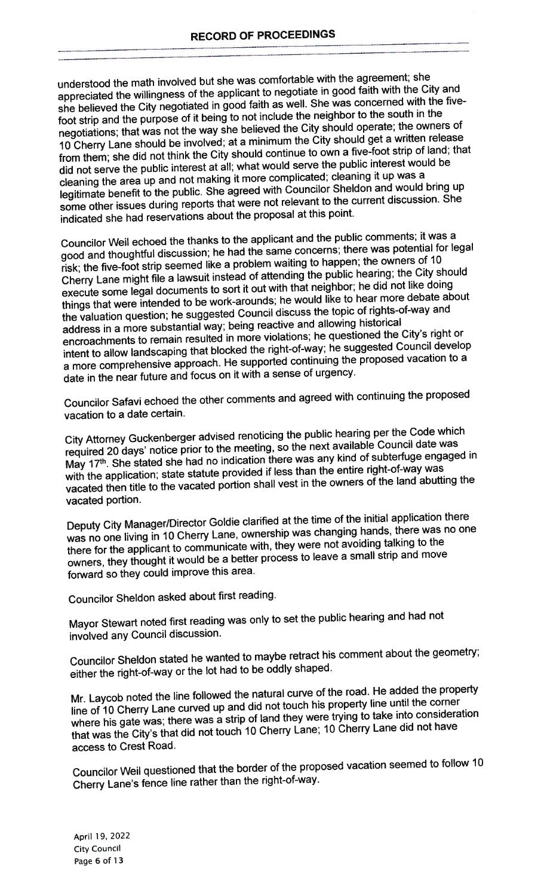understood the math involved but she was comfortable with the agreement; she appreciated the willingness of the applicant to negotiate in good faith with the City and she believed the City negotiated in good faith as well. She was concerned with the five-foot strip and the purpose of it being to not include the neighbor to the south in the negotiations; that was not the way she believed the City should operate; the owners of 10 Cherry Lane should be involved; at a minimum the City should get a written release from them; she did not think the City should continue to own a five-foot strip of land; that did not serve the public interest at all; what would serve the public interest would be cleaning the area up and not making it more complicated; cleaning it up was a legitimate benefit to the public. She agreed with Councilor Sheldon and would bring up some other issues during reports that were not relevant to the current discussion. She indicated she had reservations about the proposal at this point.

Councilor Weil echoed the thanks to the applicant and the public comments; it was a good and thoughtful discussion; he had the same concerns; there was potential for legal risk; the five-foot strip seemed like a problem waiting to happen; the owners of 10 Cherry Lane might file a lawsuit instead of attending the public hearing; the City should execute some legal documents to sort it out with that neighbor; he did not like doing things that were intended to be work-arounds; he would like to hear more debate about the valuation question; he suggested Council discuss the topic of rights-of-way and address in a more substantial way; being reactive and allowing historical encroachments to remain resulted in more violations; he questioned the City's right or intent to allow landscaping that blocked the right-of-way; he suggested Council develop a more comprehensive approach. He supported continuing the proposed vacation to a date in the near future and focus on it with a sense of urgency.

Councilor Safavi echoed the other comments and agreed with continuing the proposed vacation to a date certain.

City Attorney Guckenberger advised renoticing the public hearing per the Code which required 20 days' notice prior to the meeting, so the next available Council date was May 17th. She stated she had no indication there was any kind of subterfuge engaged in with the application; state statute provided if less than the entire right-of-way was vacated then title to the vacated portion shall vest in the owners of the land abutting the vacated portion.

Deputy City Manager/Director Goldie clarified at the time of the initial application there was no one living in 10 Cherry Lane, ownership was changing hands, there was no one there for the applicant to communicate with, they were not avoiding talking to the owners, they thought it would be a better process to leave a small strip and move forward so they could improve this area.

Councilor Sheldon asked about first reading.

Mayor Stewart noted first reading was only to set the public hearing and had not involved any Council discussion.

Councilor Sheldon stated he wanted to maybe retract his comment about the geometry; either the right-of-way or the lot had to be oddly shaped.

Mr. Laycob noted the line followed the natural curve of the road. He added the property line of 10 Cherry Lane curved up and did not touch his property line until the corner where his gate was; there was a strip of land they were trying to take into consideration that was the City's that did not touch 10 Cherry Lane; 10 Cherry Lane did not have access to Crest Road.

Councilor Weil questioned that the border of the proposed vacation seemed to follow 10 Cherry Lane's fence line rather than the right-of-way.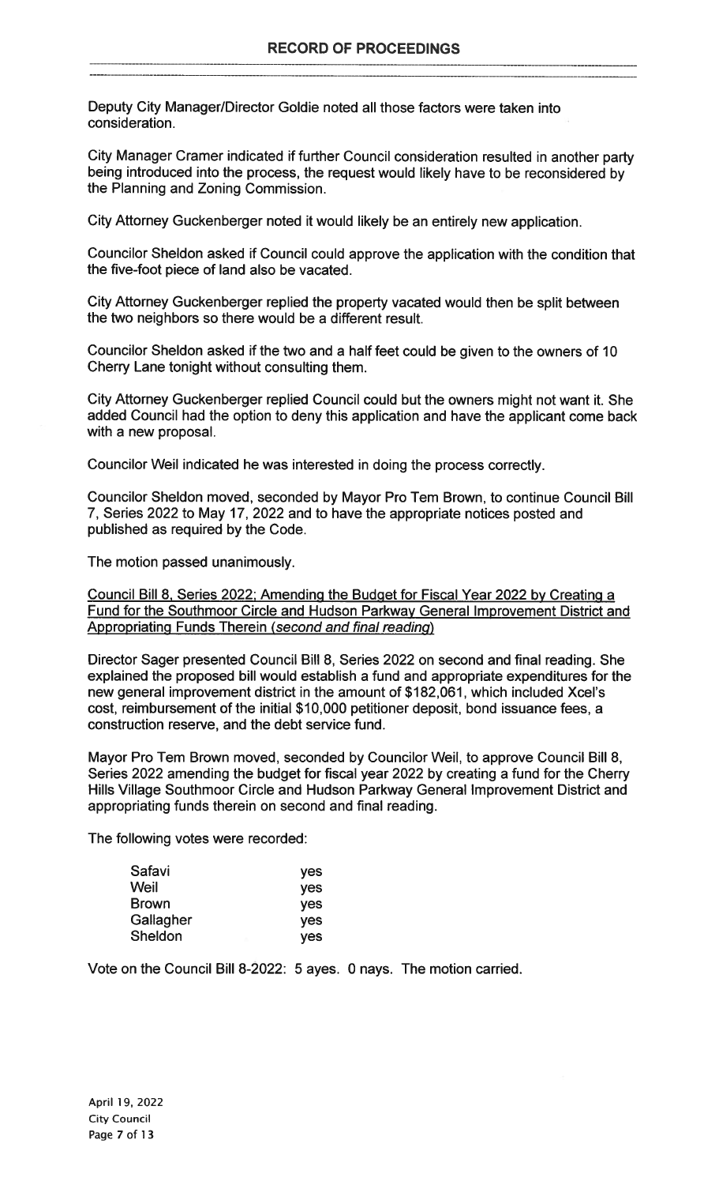Deputy City Manager/Director Goldie noted all those factors were taken into consideration.

City Manager Cramer indicated if further Council consideration resulted in another party being introduced into the process, the request would likely have to be reconsidered by the Planning and Zoning Commission.

City Attorney Guckenberger noted it would likely be an entirely new application.

Councilor Sheldon asked if Council could approve the application with the condition that the five-foot piece of land also be vacated.

City Attorney Guckenberger replied the property vacated would then be split between the two neighbors so there would be a different result.

Councilor Sheldon asked if the two and a half feet could be given to the owners of 10 Cherry Lane tonight without consulting them.

City Attorney Guckenberger replied Council could but the owners might not want it. She added Council had the option to deny this application and have the applicant come back with a new proposal.

Councilor Weil indicated he was interested in doing the process correctly.

Councilor Sheldon moved, seconded by Mayor Pro Tem Brown, to continue Council Bill 7, Series 2022 to May 17, 2022 and to have the appropriate notices posted and published as required by the Code.

The motion passed unanimously.

Council Bill 8, Series 2022; Amending the Budget for Fiscal Year 2022 by Creating a Fund for the Southmoor Circle and Hudson Parkway General Improvement District and Appropriating Funds Therein (*second and final reading*)

Director Sager presented Council Bill 8, Series 2022 on second and final reading. She explained the proposed bill would establish a fund and appropriate expenditures for the new general improvement district in the amount of $182,061, which included Xcel's cost, reimbursement of the initial $10,000 petitioner deposit, bond issuance fees, a construction reserve, and the debt service fund.

Mayor Pro Tem Brown moved, seconded by Councilor Weil, to approve Council Bill 8, Series 2022 amending the budget for fiscal year 2022 by creating a fund for the Cherry Hills Village Southmoor Circle and Hudson Parkway General Improvement District and appropriating funds therein on second and final reading.

The following votes were recorded:

| | |
|---|---|
| Safavi | yes |
| Weil | yes |
| Brown | yes |
| Gallagher | yes |
| Sheldon | yes |

Vote on the Council Bill 8-2022: 5 ayes. 0 nays. The motion carried.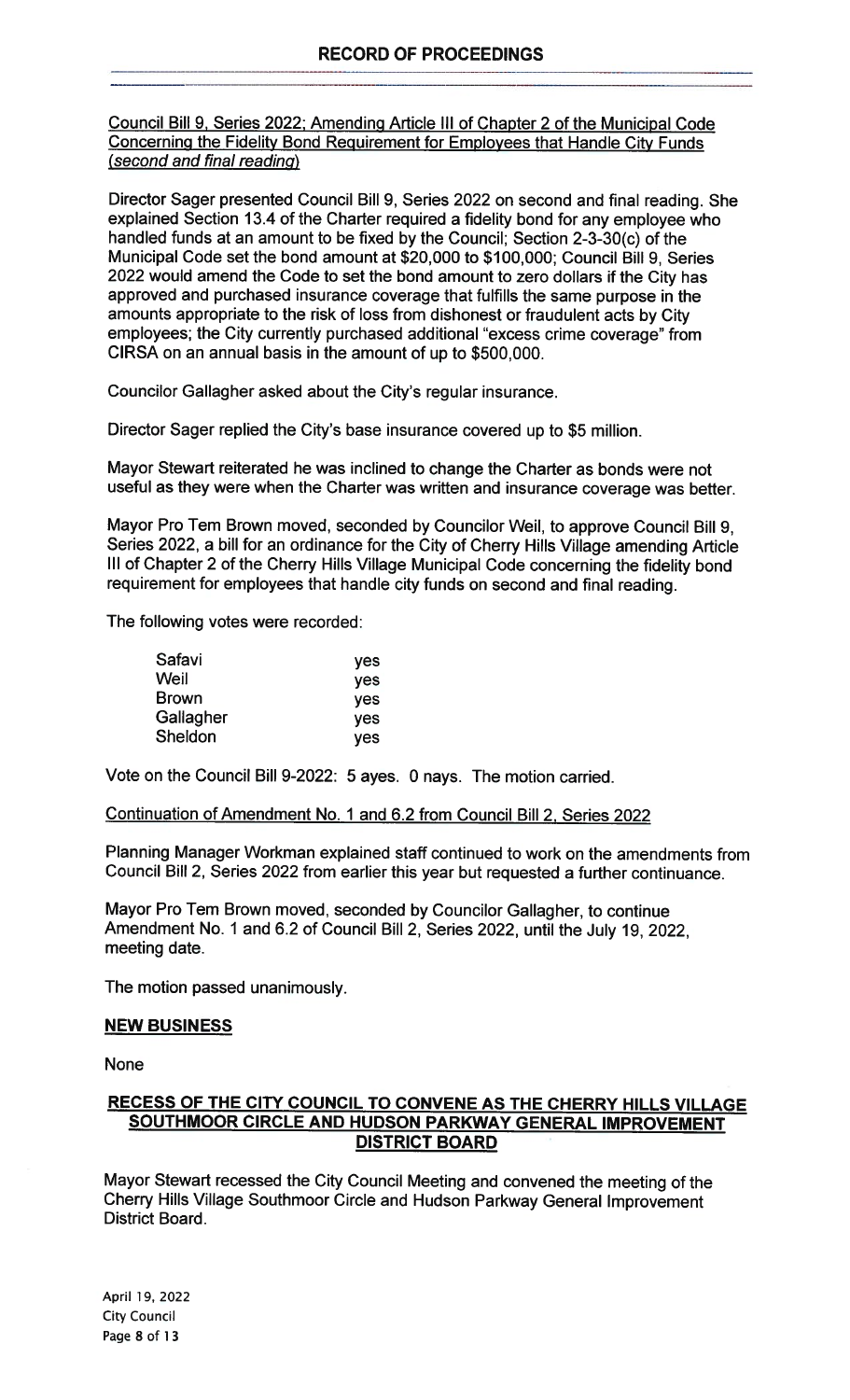# RECORD OF PROCEEDINGS

Council Bill 9, Series 2022; Amending Article III of Chapter 2 of the Municipal Code Concerning the Fidelity Bond Requirement for Employees that Handle City Funds *(second and final reading)*

Director Sager presented Council Bill 9, Series 2022 on second and final reading. She explained Section 13.4 of the Charter required a fidelity bond for any employee who handled funds at an amount to be fixed by the Council; Section 2-3-30(c) of the Municipal Code set the bond amount at $20,000 to $100,000; Council Bill 9, Series 2022 would amend the Code to set the bond amount to zero dollars if the City has approved and purchased insurance coverage that fulfills the same purpose in the amounts appropriate to the risk of loss from dishonest or fraudulent acts by City employees; the City currently purchased additional "excess crime coverage" from CIRSA on an annual basis in the amount of up to $500,000.

Councilor Gallagher asked about the City's regular insurance.

Director Sager replied the City's base insurance covered up to $5 million.

Mayor Stewart reiterated he was inclined to change the Charter as bonds were not useful as they were when the Charter was written and insurance coverage was better.

Mayor Pro Tem Brown moved, seconded by Councilor Weil, to approve Council Bill 9, Series 2022, a bill for an ordinance for the City of Cherry Hills Village amending Article III of Chapter 2 of the Cherry Hills Village Municipal Code concerning the fidelity bond requirement for employees that handle city funds on second and final reading.

The following votes were recorded:

| | |
|---|---|
| Safavi | yes |
| Weil | yes |
| Brown | yes |
| Gallagher | yes |
| Sheldon | yes |

Vote on the Council Bill 9-2022: 5 ayes. 0 nays. The motion carried.

Continuation of Amendment No. 1 and 6.2 from Council Bill 2, Series 2022

Planning Manager Workman explained staff continued to work on the amendments from Council Bill 2, Series 2022 from earlier this year but requested a further continuance.

Mayor Pro Tem Brown moved, seconded by Councilor Gallagher, to continue Amendment No. 1 and 6.2 of Council Bill 2, Series 2022, until the July 19, 2022, meeting date.

The motion passed unanimously.

## NEW BUSINESS

None

## RECESS OF THE CITY COUNCIL TO CONVENE AS THE CHERRY HILLS VILLAGE SOUTHMOOR CIRCLE AND HUDSON PARKWAY GENERAL IMPROVEMENT DISTRICT BOARD

Mayor Stewart recessed the City Council Meeting and convened the meeting of the Cherry Hills Village Southmoor Circle and Hudson Parkway General Improvement District Board.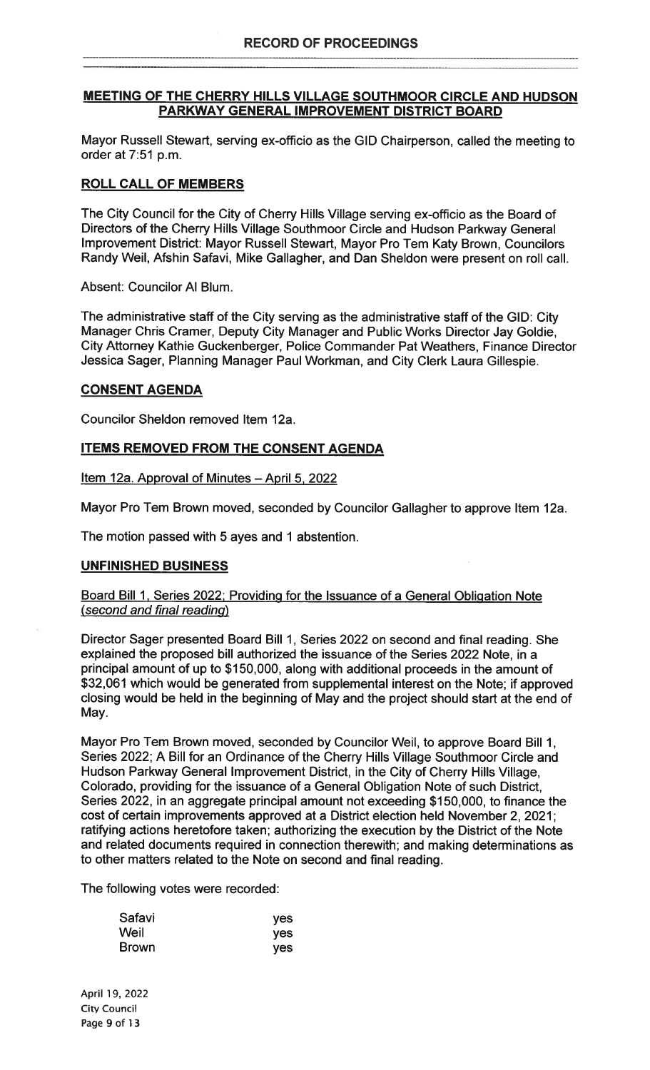# RECORD OF PROCEEDINGS

## MEETING OF THE CHERRY HILLS VILLAGE SOUTHMOOR CIRCLE AND HUDSON PARKWAY GENERAL IMPROVEMENT DISTRICT BOARD

Mayor Russell Stewart, serving ex-officio as the GID Chairperson, called the meeting to order at 7:51 p.m.

### ROLL CALL OF MEMBERS

The City Council for the City of Cherry Hills Village serving ex-officio as the Board of Directors of the Cherry Hills Village Southmoor Circle and Hudson Parkway General Improvement District: Mayor Russell Stewart, Mayor Pro Tem Katy Brown, Councilors Randy Weil, Afshin Safavi, Mike Gallagher, and Dan Sheldon were present on roll call.

Absent: Councilor Al Blum.

The administrative staff of the City serving as the administrative staff of the GID: City Manager Chris Cramer, Deputy City Manager and Public Works Director Jay Goldie, City Attorney Kathie Guckenberger, Police Commander Pat Weathers, Finance Director Jessica Sager, Planning Manager Paul Workman, and City Clerk Laura Gillespie.

### CONSENT AGENDA

Councilor Sheldon removed Item 12a.

### ITEMS REMOVED FROM THE CONSENT AGENDA

Item 12a. Approval of Minutes – April 5, 2022

Mayor Pro Tem Brown moved, seconded by Councilor Gallagher to approve Item 12a.

The motion passed with 5 ayes and 1 abstention.

### UNFINISHED BUSINESS

Board Bill 1, Series 2022; Providing for the Issuance of a General Obligation Note *(second and final reading)*

Director Sager presented Board Bill 1, Series 2022 on second and final reading. She explained the proposed bill authorized the issuance of the Series 2022 Note, in a principal amount of up to $150,000, along with additional proceeds in the amount of $32,061 which would be generated from supplemental interest on the Note; if approved closing would be held in the beginning of May and the project should start at the end of May.

Mayor Pro Tem Brown moved, seconded by Councilor Weil, to approve Board Bill 1, Series 2022; A Bill for an Ordinance of the Cherry Hills Village Southmoor Circle and Hudson Parkway General Improvement District, in the City of Cherry Hills Village, Colorado, providing for the issuance of a General Obligation Note of such District, Series 2022, in an aggregate principal amount not exceeding $150,000, to finance the cost of certain improvements approved at a District election held November 2, 2021; ratifying actions heretofore taken; authorizing the execution by the District of the Note and related documents required in connection therewith; and making determinations as to other matters related to the Note on second and final reading.

The following votes were recorded:

| | |
|---|---|
| Safavi | yes |
| Weil | yes |
| Brown | yes |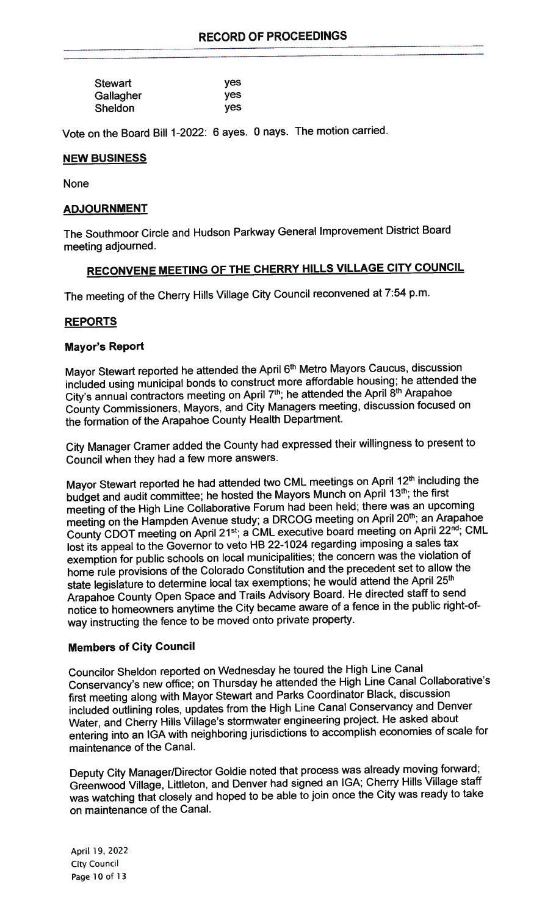| | |
|---|---|
| Stewart | yes |
| Gallagher | yes |
| Sheldon | yes |

Vote on the Board Bill 1-2022: 6 ayes. 0 nays. The motion carried.

## NEW BUSINESS

None

## ADJOURNMENT

The Southmoor Circle and Hudson Parkway General Improvement District Board meeting adjourned.

## RECONVENE MEETING OF THE CHERRY HILLS VILLAGE CITY COUNCIL

The meeting of the Cherry Hills Village City Council reconvened at 7:54 p.m.

## REPORTS

### Mayor's Report

Mayor Stewart reported he attended the April 6th Metro Mayors Caucus, discussion included using municipal bonds to construct more affordable housing; he attended the City's annual contractors meeting on April 7th; he attended the April 8th Arapahoe County Commissioners, Mayors, and City Managers meeting, discussion focused on the formation of the Arapahoe County Health Department.

City Manager Cramer added the County had expressed their willingness to present to Council when they had a few more answers.

Mayor Stewart reported he had attended two CML meetings on April 12th including the budget and audit committee; he hosted the Mayors Munch on April 13th; the first meeting of the High Line Collaborative Forum had been held; there was an upcoming meeting on the Hampden Avenue study; a DRCOG meeting on April 20th; an Arapahoe County CDOT meeting on April 21st; a CML executive board meeting on April 22nd; CML lost its appeal to the Governor to veto HB 22-1024 regarding imposing a sales tax exemption for public schools on local municipalities; the concern was the violation of home rule provisions of the Colorado Constitution and the precedent set to allow the state legislature to determine local tax exemptions; he would attend the April 25th Arapahoe County Open Space and Trails Advisory Board. He directed staff to send notice to homeowners anytime the City became aware of a fence in the public right-of-way instructing the fence to be moved onto private property.

### Members of City Council

Councilor Sheldon reported on Wednesday he toured the High Line Canal Conservancy's new office; on Thursday he attended the High Line Canal Collaborative's first meeting along with Mayor Stewart and Parks Coordinator Black, discussion included outlining roles, updates from the High Line Canal Conservancy and Denver Water, and Cherry Hills Village's stormwater engineering project. He asked about entering into an IGA with neighboring jurisdictions to accomplish economies of scale for maintenance of the Canal.

Deputy City Manager/Director Goldie noted that process was already moving forward; Greenwood Village, Littleton, and Denver had signed an IGA; Cherry Hills Village staff was watching that closely and hoped to be able to join once the City was ready to take on maintenance of the Canal.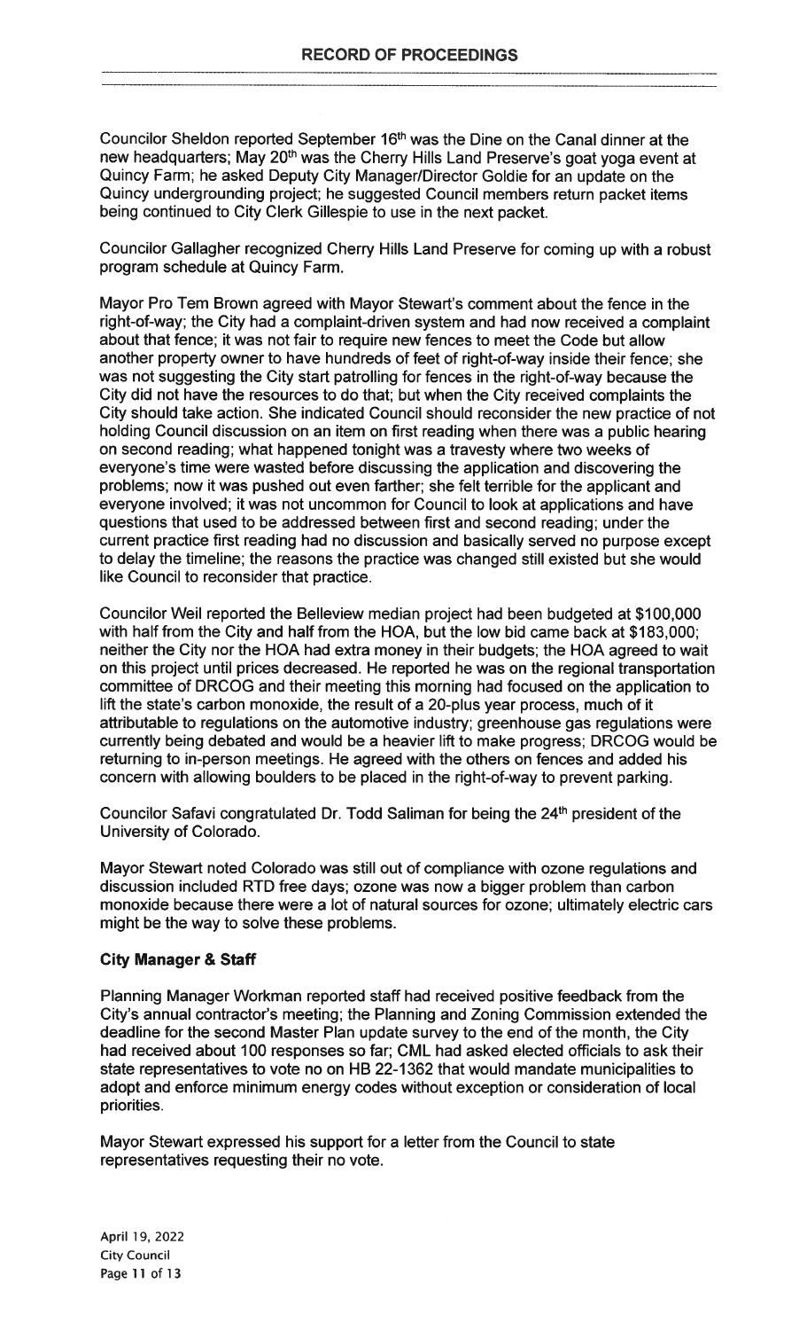# RECORD OF PROCEEDINGS

Councilor Sheldon reported September 16th was the Dine on the Canal dinner at the new headquarters; May 20th was the Cherry Hills Land Preserve's goat yoga event at Quincy Farm; he asked Deputy City Manager/Director Goldie for an update on the Quincy undergrounding project; he suggested Council members return packet items being continued to City Clerk Gillespie to use in the next packet.

Councilor Gallagher recognized Cherry Hills Land Preserve for coming up with a robust program schedule at Quincy Farm.

Mayor Pro Tem Brown agreed with Mayor Stewart's comment about the fence in the right-of-way; the City had a complaint-driven system and had now received a complaint about that fence; it was not fair to require new fences to meet the Code but allow another property owner to have hundreds of feet of right-of-way inside their fence; she was not suggesting the City start patrolling for fences in the right-of-way because the City did not have the resources to do that; but when the City received complaints the City should take action. She indicated Council should reconsider the new practice of not holding Council discussion on an item on first reading when there was a public hearing on second reading; what happened tonight was a travesty where two weeks of everyone's time were wasted before discussing the application and discovering the problems; now it was pushed out even farther; she felt terrible for the applicant and everyone involved; it was not uncommon for Council to look at applications and have questions that used to be addressed between first and second reading; under the current practice first reading had no discussion and basically served no purpose except to delay the timeline; the reasons the practice was changed still existed but she would like Council to reconsider that practice.

Councilor Weil reported the Belleview median project had been budgeted at $100,000 with half from the City and half from the HOA, but the low bid came back at $183,000; neither the City nor the HOA had extra money in their budgets; the HOA agreed to wait on this project until prices decreased. He reported he was on the regional transportation committee of DRCOG and their meeting this morning had focused on the application to lift the state's carbon monoxide, the result of a 20-plus year process, much of it attributable to regulations on the automotive industry; greenhouse gas regulations were currently being debated and would be a heavier lift to make progress; DRCOG would be returning to in-person meetings. He agreed with the others on fences and added his concern with allowing boulders to be placed in the right-of-way to prevent parking.

Councilor Safavi congratulated Dr. Todd Saliman for being the 24th president of the University of Colorado.

Mayor Stewart noted Colorado was still out of compliance with ozone regulations and discussion included RTD free days; ozone was now a bigger problem than carbon monoxide because there were a lot of natural sources for ozone; ultimately electric cars might be the way to solve these problems.

### City Manager & Staff

Planning Manager Workman reported staff had received positive feedback from the City's annual contractor's meeting; the Planning and Zoning Commission extended the deadline for the second Master Plan update survey to the end of the month, the City had received about 100 responses so far; CML had asked elected officials to ask their state representatives to vote no on HB 22-1362 that would mandate municipalities to adopt and enforce minimum energy codes without exception or consideration of local priorities.

Mayor Stewart expressed his support for a letter from the Council to state representatives requesting their no vote.

April 19, 2022
City Council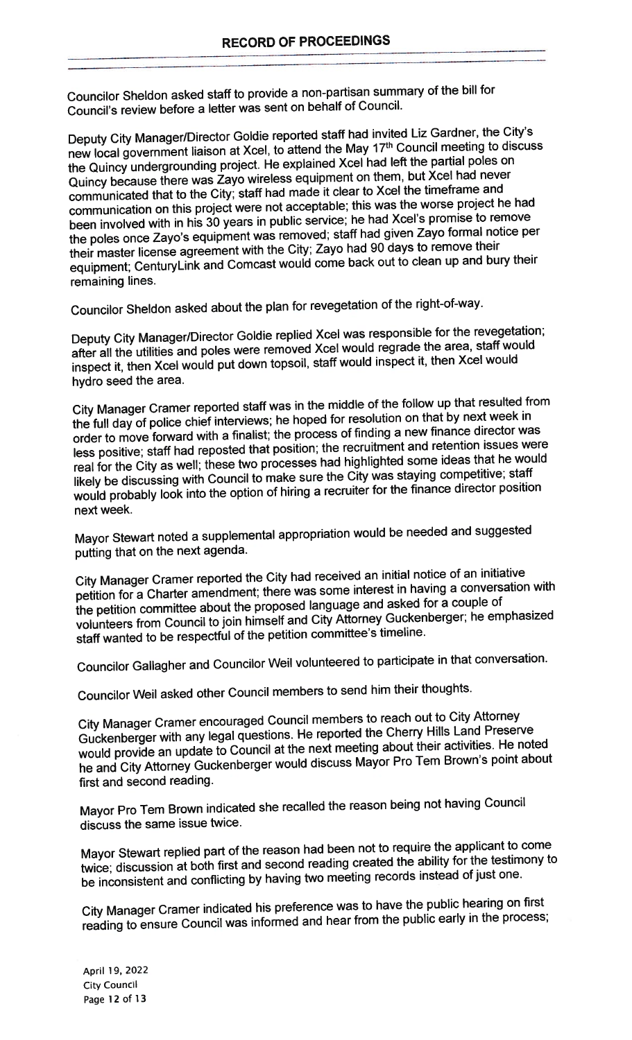**RECORD OF PROCEEDINGS**

Councilor Sheldon asked staff to provide a non-partisan summary of the bill for Council's review before a letter was sent on behalf of Council.

Deputy City Manager/Director Goldie reported staff had invited Liz Gardner, the City's new local government liaison at Xcel, to attend the May 17th Council meeting to discuss the Quincy undergrounding project. He explained Xcel had left the partial poles on Quincy because there was Zayo wireless equipment on them, but Xcel had never communicated that to the City; staff had made it clear to Xcel the timeframe and communication on this project were not acceptable; this was the worse project he had been involved with in his 30 years in public service; he had Xcel's promise to remove the poles once Zayo's equipment was removed; staff had given Zayo formal notice per their master license agreement with the City; Zayo had 90 days to remove their equipment; CenturyLink and Comcast would come back out to clean up and bury their remaining lines.

Councilor Sheldon asked about the plan for revegetation of the right-of-way.

Deputy City Manager/Director Goldie replied Xcel was responsible for the revegetation; after all the utilities and poles were removed Xcel would regrade the area, staff would inspect it, then Xcel would put down topsoil, staff would inspect it, then Xcel would hydro seed the area.

City Manager Cramer reported staff was in the middle of the follow up that resulted from the full day of police chief interviews; he hoped for resolution on that by next week in order to move forward with a finalist; the process of finding a new finance director was less positive; staff had reposted that position; the recruitment and retention issues were real for the City as well; these two processes had highlighted some ideas that he would likely be discussing with Council to make sure the City was staying competitive; staff would probably look into the option of hiring a recruiter for the finance director position next week.

Mayor Stewart noted a supplemental appropriation would be needed and suggested putting that on the next agenda.

City Manager Cramer reported the City had received an initial notice of an initiative petition for a Charter amendment; there was some interest in having a conversation with the petition committee about the proposed language and asked for a couple of volunteers from Council to join himself and City Attorney Guckenberger; he emphasized staff wanted to be respectful of the petition committee's timeline.

Councilor Gallagher and Councilor Weil volunteered to participate in that conversation.

Councilor Weil asked other Council members to send him their thoughts.

City Manager Cramer encouraged Council members to reach out to City Attorney Guckenberger with any legal questions. He reported the Cherry Hills Land Preserve would provide an update to Council at the next meeting about their activities. He noted he and City Attorney Guckenberger would discuss Mayor Pro Tem Brown's point about first and second reading.

Mayor Pro Tem Brown indicated she recalled the reason being not having Council discuss the same issue twice.

Mayor Stewart replied part of the reason had been not to require the applicant to come twice; discussion at both first and second reading created the ability for the testimony to be inconsistent and conflicting by having two meeting records instead of just one.

City Manager Cramer indicated his preference was to have the public hearing on first reading to ensure Council was informed and hear from the public early in the process;

April 19, 2022
City Council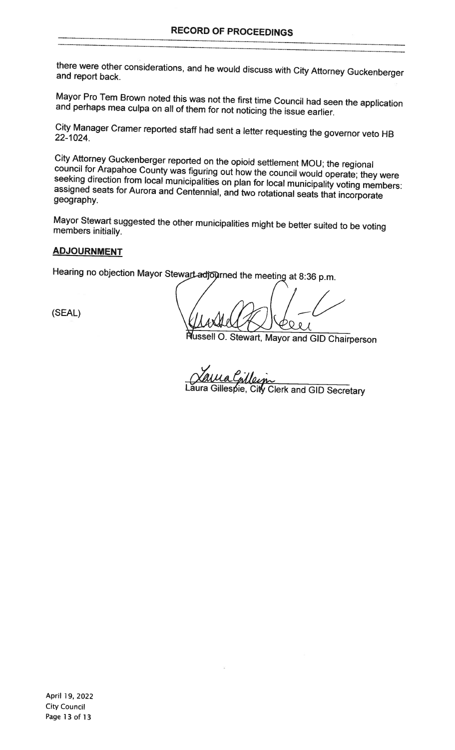there were other considerations, and he would discuss with City Attorney Guckenberger and report back.

Mayor Pro Tem Brown noted this was not the first time Council had seen the application and perhaps mea culpa on all of them for not noticing the issue earlier.

City Manager Cramer reported staff had sent a letter requesting the governor veto HB 22-1024.

City Attorney Guckenberger reported on the opioid settlement MOU; the regional council for Arapahoe County was figuring out how the council would operate; they were seeking direction from local municipalities on plan for local municipality voting members: assigned seats for Aurora and Centennial, and two rotational seats that incorporate geography.

Mayor Stewart suggested the other municipalities might be better suited to be voting members initially.

**ADJOURNMENT**

Hearing no objection Mayor Stewart adjourned the meeting at 8:36 p.m.

(SEAL)

Russell O. Stewart, Mayor and GID Chairperson

Laura Gillespie, City Clerk and GID Secretary

April 19, 2022
City Council